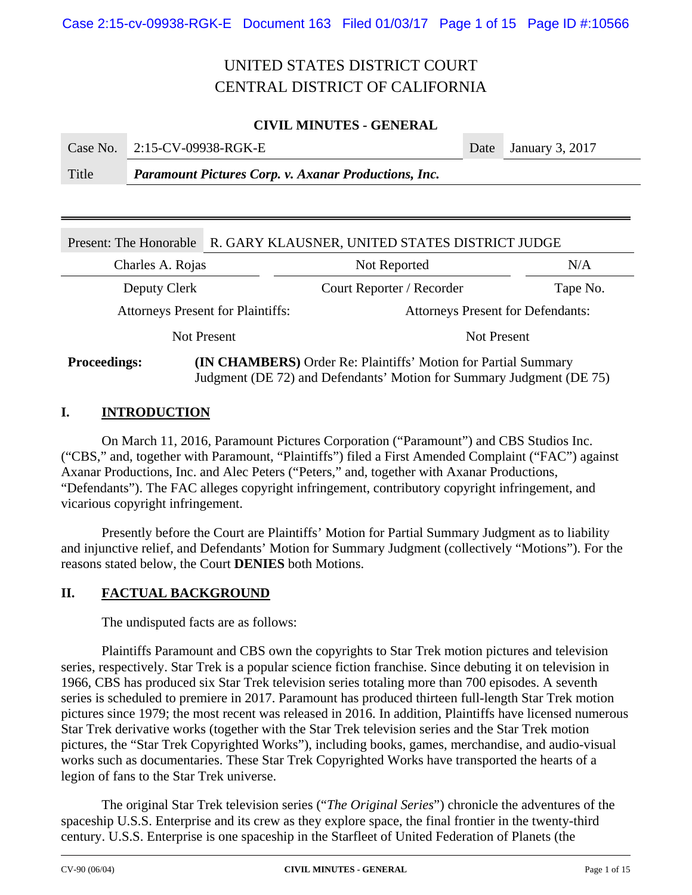UNITED STATES DISTRICT COURT
CENTRAL DISTRICT OF CALIFORNIA

**CIVIL MINUTES - GENERAL**

| Case No. | 2:15-CV-09938-RGK-E | Date | January 3, 2017 |
|---|---|---|---|
| Title | ***Paramount Pictures Corp. v. Axanar Productions, Inc.*** | | |

| Present: The Honorable | R. GARY KLAUSNER, UNITED STATES DISTRICT JUDGE | |
|---|---|---|
| Charles A. Rojas | Not Reported | N/A |
| Deputy Clerk | Court Reporter / Recorder | Tape No. |
| Attorneys Present for Plaintiffs: | Attorneys Present for Defendants: | |
| Not Present | Not Present | |

**Proceedings:** **(IN CHAMBERS)** Order Re: Plaintiffs' Motion for Partial Summary Judgment (DE 72) and Defendants' Motion for Summary Judgment (DE 75)

## I. INTRODUCTION

On March 11, 2016, Paramount Pictures Corporation ("Paramount") and CBS Studios Inc. ("CBS," and, together with Paramount, "Plaintiffs") filed a First Amended Complaint ("FAC") against Axanar Productions, Inc. and Alec Peters ("Peters," and, together with Axanar Productions, "Defendants"). The FAC alleges copyright infringement, contributory copyright infringement, and vicarious copyright infringement.

Presently before the Court are Plaintiffs' Motion for Partial Summary Judgment as to liability and injunctive relief, and Defendants' Motion for Summary Judgment (collectively "Motions"). For the reasons stated below, the Court **DENIES** both Motions.

## II. FACTUAL BACKGROUND

The undisputed facts are as follows:

Plaintiffs Paramount and CBS own the copyrights to Star Trek motion pictures and television series, respectively. Star Trek is a popular science fiction franchise. Since debuting it on television in 1966, CBS has produced six Star Trek television series totaling more than 700 episodes. A seventh series is scheduled to premiere in 2017. Paramount has produced thirteen full-length Star Trek motion pictures since 1979; the most recent was released in 2016. In addition, Plaintiffs have licensed numerous Star Trek derivative works (together with the Star Trek television series and the Star Trek motion pictures, the "Star Trek Copyrighted Works"), including books, games, merchandise, and audio-visual works such as documentaries. These Star Trek Copyrighted Works have transported the hearts of a legion of fans to the Star Trek universe.

The original Star Trek television series ("*The Original Series*") chronicle the adventures of the spaceship U.S.S. Enterprise and its crew as they explore space, the final frontier in the twenty-third century. U.S.S. Enterprise is one spaceship in the Starfleet of United Federation of Planets (the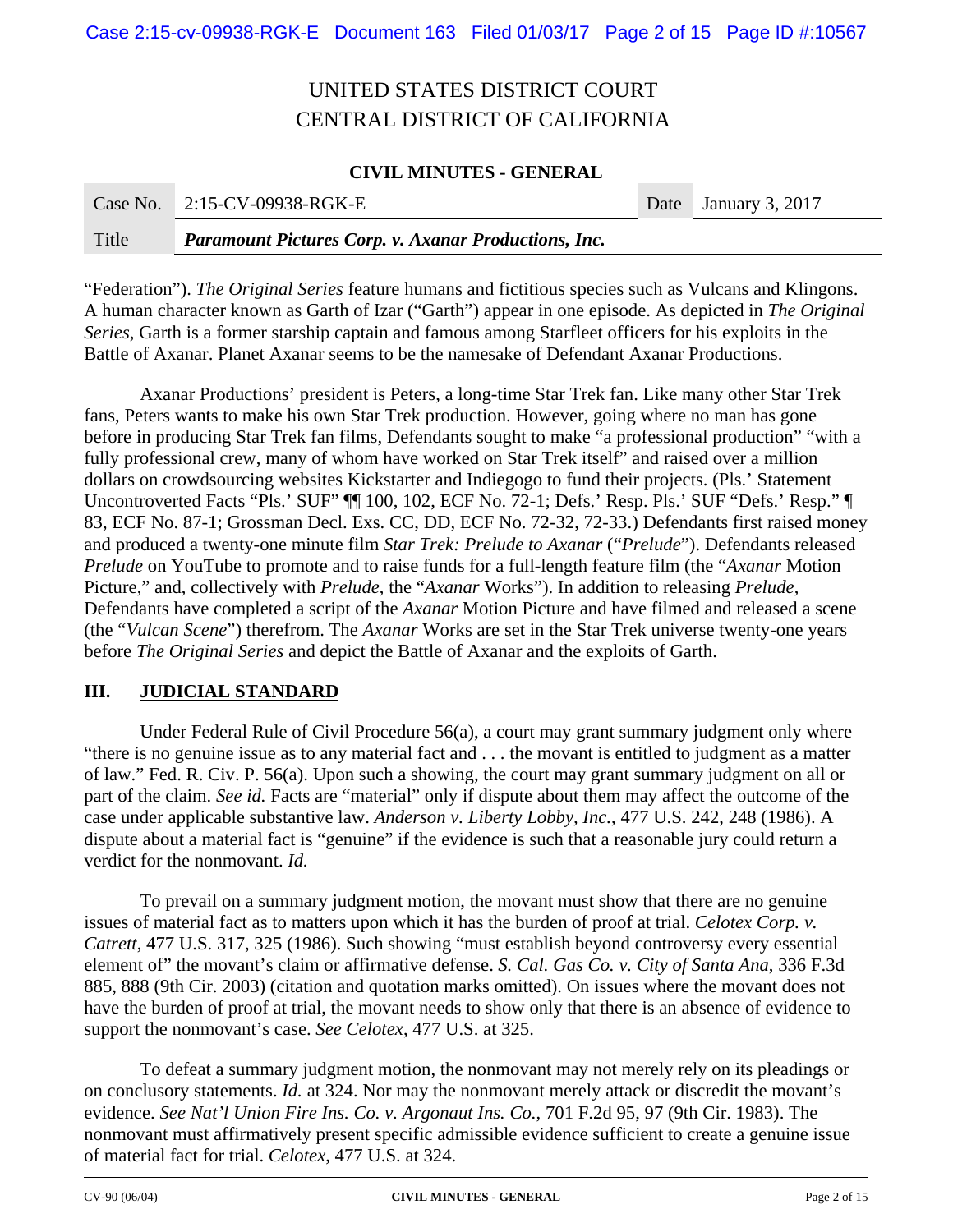"Federation"). *The Original Series* feature humans and fictitious species such as Vulcans and Klingons. A human character known as Garth of Izar ("Garth") appear in one episode. As depicted in *The Original Series*, Garth is a former starship captain and famous among Starfleet officers for his exploits in the Battle of Axanar. Planet Axanar seems to be the namesake of Defendant Axanar Productions.

Axanar Productions' president is Peters, a long-time Star Trek fan. Like many other Star Trek fans, Peters wants to make his own Star Trek production. However, going where no man has gone before in producing Star Trek fan films, Defendants sought to make "a professional production" "with a fully professional crew, many of whom have worked on Star Trek itself" and raised over a million dollars on crowdsourcing websites Kickstarter and Indiegogo to fund their projects. (Pls.' Statement Uncontroverted Facts "Pls.' SUF" ¶¶ 100, 102, ECF No. 72-1; Defs.' Resp. Pls.' SUF "Defs.' Resp." ¶ 83, ECF No. 87-1; Grossman Decl. Exs. CC, DD, ECF No. 72-32, 72-33.) Defendants first raised money and produced a twenty-one minute film *Star Trek: Prelude to Axanar* ("*Prelude*"). Defendants released *Prelude* on YouTube to promote and to raise funds for a full-length feature film (the "*Axanar* Motion Picture," and, collectively with *Prelude*, the "*Axanar* Works"). In addition to releasing *Prelude*, Defendants have completed a script of the *Axanar* Motion Picture and have filmed and released a scene (the "*Vulcan Scene*") therefrom. The *Axanar* Works are set in the Star Trek universe twenty-one years before *The Original Series* and depict the Battle of Axanar and the exploits of Garth.

## III. JUDICIAL STANDARD

Under Federal Rule of Civil Procedure 56(a), a court may grant summary judgment only where "there is no genuine issue as to any material fact and . . . the movant is entitled to judgment as a matter of law." Fed. R. Civ. P. 56(a). Upon such a showing, the court may grant summary judgment on all or part of the claim. *See id.* Facts are "material" only if dispute about them may affect the outcome of the case under applicable substantive law. *Anderson v. Liberty Lobby, Inc.*, 477 U.S. 242, 248 (1986). A dispute about a material fact is "genuine" if the evidence is such that a reasonable jury could return a verdict for the nonmovant. *Id.*

To prevail on a summary judgment motion, the movant must show that there are no genuine issues of material fact as to matters upon which it has the burden of proof at trial. *Celotex Corp. v. Catrett*, 477 U.S. 317, 325 (1986). Such showing "must establish beyond controversy every essential element of" the movant's claim or affirmative defense. *S. Cal. Gas Co. v. City of Santa Ana*, 336 F.3d 885, 888 (9th Cir. 2003) (citation and quotation marks omitted). On issues where the movant does not have the burden of proof at trial, the movant needs to show only that there is an absence of evidence to support the nonmovant's case. *See Celotex*, 477 U.S. at 325.

To defeat a summary judgment motion, the nonmovant may not merely rely on its pleadings or on conclusory statements. *Id.* at 324. Nor may the nonmovant merely attack or discredit the movant's evidence. *See Nat'l Union Fire Ins. Co. v. Argonaut Ins. Co.*, 701 F.2d 95, 97 (9th Cir. 1983). The nonmovant must affirmatively present specific admissible evidence sufficient to create a genuine issue of material fact for trial. *Celotex*, 477 U.S. at 324.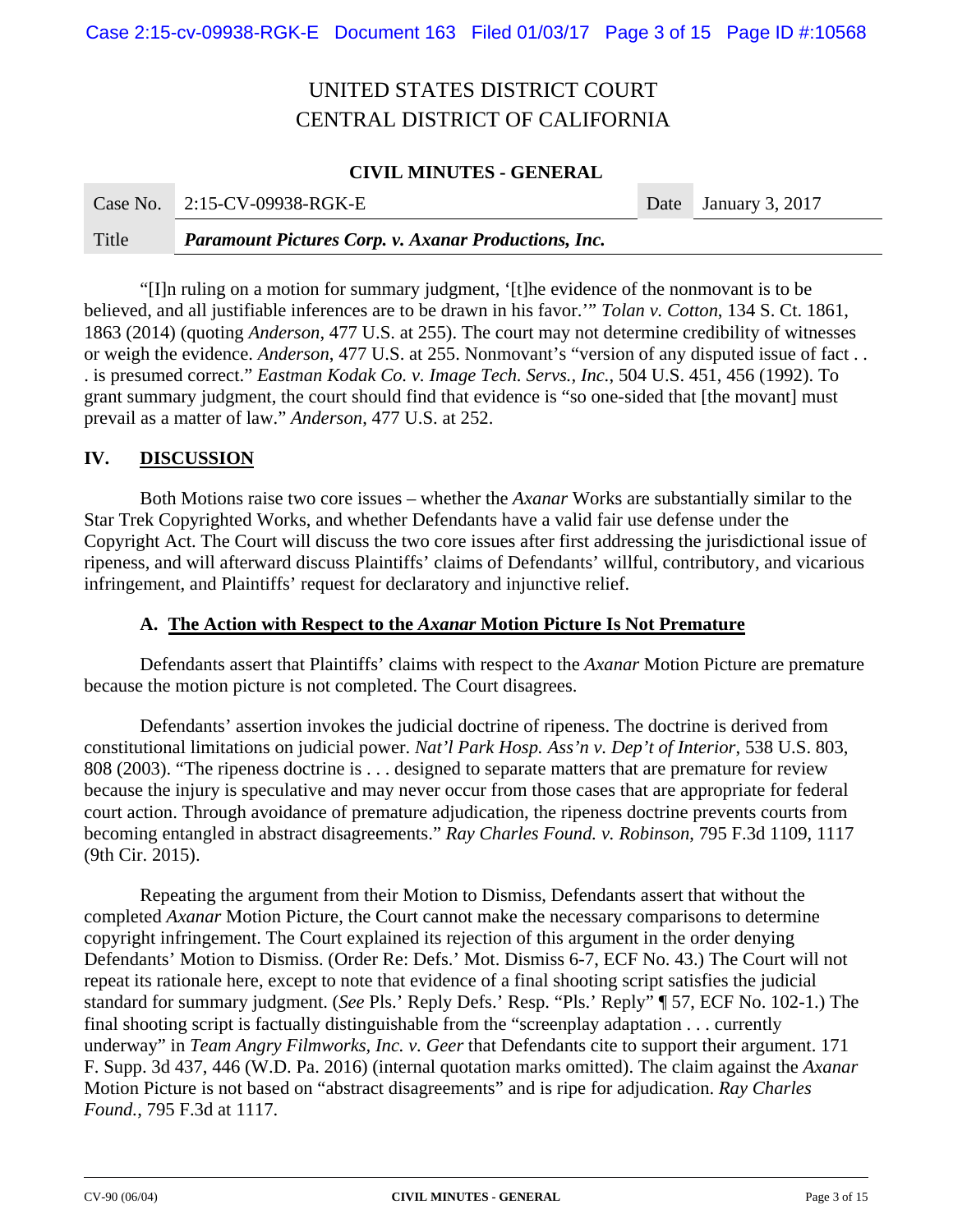UNITED STATES DISTRICT COURT
CENTRAL DISTRICT OF CALIFORNIA

**CIVIL MINUTES - GENERAL**

| Case No. | 2:15-CV-09938-RGK-E | Date | January 3, 2017 |
|---|---|---|---|
| Title | ***Paramount Pictures Corp. v. Axanar Productions, Inc.*** | | |

"[I]n ruling on a motion for summary judgment, '[t]he evidence of the nonmovant is to be believed, and all justifiable inferences are to be drawn in his favor.'" *Tolan v. Cotton*, 134 S. Ct. 1861, 1863 (2014) (quoting *Anderson*, 477 U.S. at 255). The court may not determine credibility of witnesses or weigh the evidence. *Anderson*, 477 U.S. at 255. Nonmovant's "version of any disputed issue of fact . . . is presumed correct." *Eastman Kodak Co. v. Image Tech. Servs., Inc.*, 504 U.S. 451, 456 (1992). To grant summary judgment, the court should find that evidence is "so one-sided that [the movant] must prevail as a matter of law." *Anderson*, 477 U.S. at 252.

## IV. DISCUSSION

Both Motions raise two core issues – whether the *Axanar* Works are substantially similar to the Star Trek Copyrighted Works, and whether Defendants have a valid fair use defense under the Copyright Act. The Court will discuss the two core issues after first addressing the jurisdictional issue of ripeness, and will afterward discuss Plaintiffs' claims of Defendants' willful, contributory, and vicarious infringement, and Plaintiffs' request for declaratory and injunctive relief.

### A. The Action with Respect to the *Axanar* Motion Picture Is Not Premature

Defendants assert that Plaintiffs' claims with respect to the *Axanar* Motion Picture are premature because the motion picture is not completed. The Court disagrees.

Defendants' assertion invokes the judicial doctrine of ripeness. The doctrine is derived from constitutional limitations on judicial power. *Nat'l Park Hosp. Ass'n v. Dep't of Interior*, 538 U.S. 803, 808 (2003). "The ripeness doctrine is . . . designed to separate matters that are premature for review because the injury is speculative and may never occur from those cases that are appropriate for federal court action. Through avoidance of premature adjudication, the ripeness doctrine prevents courts from becoming entangled in abstract disagreements." *Ray Charles Found. v. Robinson*, 795 F.3d 1109, 1117 (9th Cir. 2015).

Repeating the argument from their Motion to Dismiss, Defendants assert that without the completed *Axanar* Motion Picture, the Court cannot make the necessary comparisons to determine copyright infringement. The Court explained its rejection of this argument in the order denying Defendants' Motion to Dismiss. (Order Re: Defs.' Mot. Dismiss 6-7, ECF No. 43.) The Court will not repeat its rationale here, except to note that evidence of a final shooting script satisfies the judicial standard for summary judgment. (*See* Pls.' Reply Defs.' Resp. "Pls.' Reply" ¶ 57, ECF No. 102-1.) The final shooting script is factually distinguishable from the "screenplay adaptation . . . currently underway" in *Team Angry Filmworks, Inc. v. Geer* that Defendants cite to support their argument. 171 F. Supp. 3d 437, 446 (W.D. Pa. 2016) (internal quotation marks omitted). The claim against the *Axanar* Motion Picture is not based on "abstract disagreements" and is ripe for adjudication. *Ray Charles Found.*, 795 F.3d at 1117.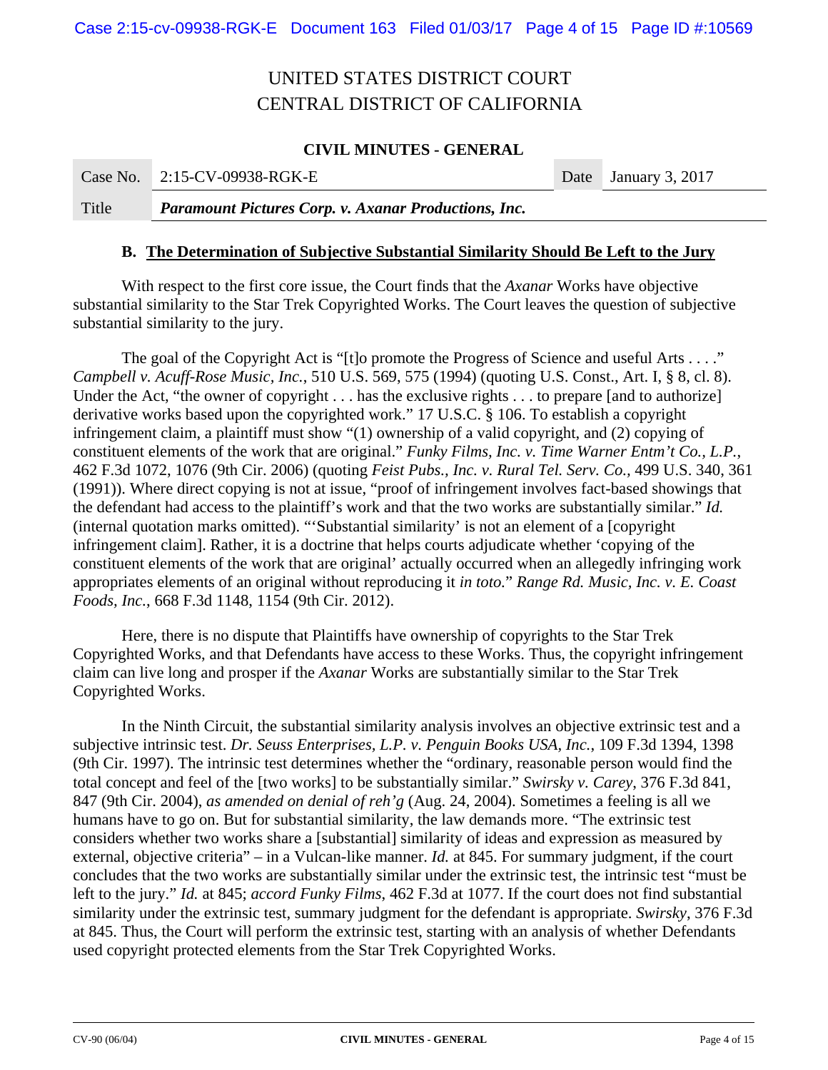### B. The Determination of Subjective Substantial Similarity Should Be Left to the Jury

With respect to the first core issue, the Court finds that the *Axanar* Works have objective substantial similarity to the Star Trek Copyrighted Works. The Court leaves the question of subjective substantial similarity to the jury.

The goal of the Copyright Act is "[t]o promote the Progress of Science and useful Arts . . . ." *Campbell v. Acuff-Rose Music, Inc.*, 510 U.S. 569, 575 (1994) (quoting U.S. Const., Art. I, § 8, cl. 8). Under the Act, "the owner of copyright . . . has the exclusive rights . . . to prepare [and to authorize] derivative works based upon the copyrighted work." 17 U.S.C. § 106. To establish a copyright infringement claim, a plaintiff must show "(1) ownership of a valid copyright, and (2) copying of constituent elements of the work that are original." *Funky Films, Inc. v. Time Warner Entm't Co., L.P.*, 462 F.3d 1072, 1076 (9th Cir. 2006) (quoting *Feist Pubs., Inc. v. Rural Tel. Serv. Co.*, 499 U.S. 340, 361 (1991)). Where direct copying is not at issue, "proof of infringement involves fact-based showings that the defendant had access to the plaintiff's work and that the two works are substantially similar." *Id.* (internal quotation marks omitted). "'Substantial similarity' is not an element of a [copyright infringement claim]. Rather, it is a doctrine that helps courts adjudicate whether 'copying of the constituent elements of the work that are original' actually occurred when an allegedly infringing work appropriates elements of an original without reproducing it *in toto*." *Range Rd. Music, Inc. v. E. Coast Foods, Inc.*, 668 F.3d 1148, 1154 (9th Cir. 2012).

Here, there is no dispute that Plaintiffs have ownership of copyrights to the Star Trek Copyrighted Works, and that Defendants have access to these Works. Thus, the copyright infringement claim can live long and prosper if the *Axanar* Works are substantially similar to the Star Trek Copyrighted Works.

In the Ninth Circuit, the substantial similarity analysis involves an objective extrinsic test and a subjective intrinsic test. *Dr. Seuss Enterprises, L.P. v. Penguin Books USA, Inc.*, 109 F.3d 1394, 1398 (9th Cir. 1997). The intrinsic test determines whether the "ordinary, reasonable person would find the total concept and feel of the [two works] to be substantially similar." *Swirsky v. Carey*, 376 F.3d 841, 847 (9th Cir. 2004), *as amended on denial of reh'g* (Aug. 24, 2004). Sometimes a feeling is all we humans have to go on. But for substantial similarity, the law demands more. "The extrinsic test considers whether two works share a [substantial] similarity of ideas and expression as measured by external, objective criteria" – in a Vulcan-like manner. *Id.* at 845. For summary judgment, if the court concludes that the two works are substantially similar under the extrinsic test, the intrinsic test "must be left to the jury." *Id.* at 845; *accord Funky Films*, 462 F.3d at 1077. If the court does not find substantial similarity under the extrinsic test, summary judgment for the defendant is appropriate. *Swirsky*, 376 F.3d at 845. Thus, the Court will perform the extrinsic test, starting with an analysis of whether Defendants used copyright protected elements from the Star Trek Copyrighted Works.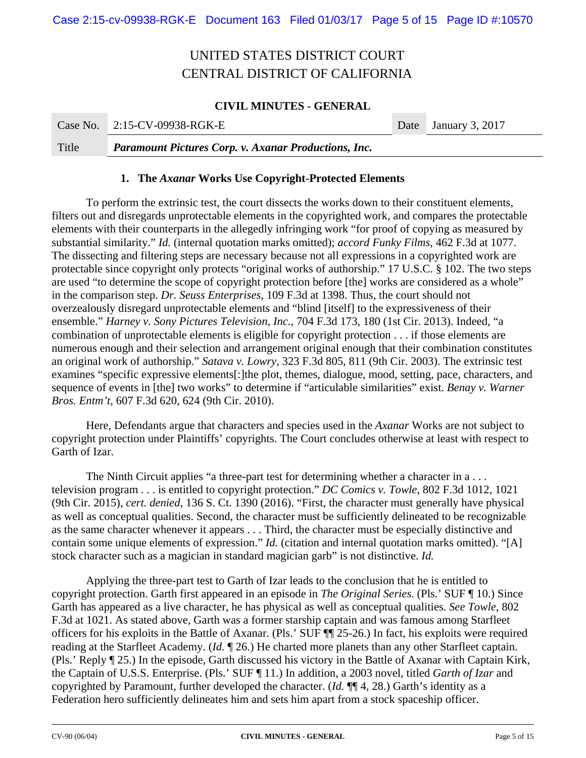UNITED STATES DISTRICT COURT
CENTRAL DISTRICT OF CALIFORNIA

**CIVIL MINUTES - GENERAL**

| Case No. | 2:15-CV-09938-RGK-E | Date | January 3, 2017 |
| --- | --- | --- | --- |
| Title | ***Paramount Pictures Corp. v. Axanar Productions, Inc.*** | | |

### 1. The *Axanar* Works Use Copyright-Protected Elements

To perform the extrinsic test, the court dissects the works down to their constituent elements, filters out and disregards unprotectable elements in the copyrighted work, and compares the protectable elements with their counterparts in the allegedly infringing work "for proof of copying as measured by substantial similarity." *Id.* (internal quotation marks omitted); *accord Funky Films*, 462 F.3d at 1077. The dissecting and filtering steps are necessary because not all expressions in a copyrighted work are protectable since copyright only protects "original works of authorship." 17 U.S.C. § 102. The two steps are used "to determine the scope of copyright protection before [the] works are considered as a whole" in the comparison step. *Dr. Seuss Enterprises*, 109 F.3d at 1398. Thus, the court should not overzealously disregard unprotectable elements and "blind [itself] to the expressiveness of their ensemble." *Harney v. Sony Pictures Television, Inc.*, 704 F.3d 173, 180 (1st Cir. 2013). Indeed, "a combination of unprotectable elements is eligible for copyright protection . . . if those elements are numerous enough and their selection and arrangement original enough that their combination constitutes an original work of authorship." *Satava v. Lowry*, 323 F.3d 805, 811 (9th Cir. 2003). The extrinsic test examines "specific expressive elements[:]the plot, themes, dialogue, mood, setting, pace, characters, and sequence of events in [the] two works" to determine if "articulable similarities" exist. *Benay v. Warner Bros. Entm't*, 607 F.3d 620, 624 (9th Cir. 2010).

Here, Defendants argue that characters and species used in the *Axanar* Works are not subject to copyright protection under Plaintiffs' copyrights. The Court concludes otherwise at least with respect to Garth of Izar.

The Ninth Circuit applies "a three-part test for determining whether a character in a . . . television program . . . is entitled to copyright protection." *DC Comics v. Towle*, 802 F.3d 1012, 1021 (9th Cir. 2015), *cert. denied*, 136 S. Ct. 1390 (2016). "First, the character must generally have physical as well as conceptual qualities. Second, the character must be sufficiently delineated to be recognizable as the same character whenever it appears . . . Third, the character must be especially distinctive and contain some unique elements of expression." *Id.* (citation and internal quotation marks omitted). "[A] stock character such as a magician in standard magician garb" is not distinctive. *Id.*

Applying the three-part test to Garth of Izar leads to the conclusion that he is entitled to copyright protection. Garth first appeared in an episode in *The Original Series*. (Pls.' SUF ¶ 10.) Since Garth has appeared as a live character, he has physical as well as conceptual qualities. *See Towle*, 802 F.3d at 1021. As stated above, Garth was a former starship captain and was famous among Starfleet officers for his exploits in the Battle of Axanar. (Pls.' SUF ¶¶ 25-26.) In fact, his exploits were required reading at the Starfleet Academy. (*Id.* ¶ 26.) He charted more planets than any other Starfleet captain. (Pls.' Reply ¶ 25.) In the episode, Garth discussed his victory in the Battle of Axanar with Captain Kirk, the Captain of U.S.S. Enterprise. (Pls.' SUF ¶ 11.) In addition, a 2003 novel, titled *Garth of Izar* and copyrighted by Paramount, further developed the character. (*Id.* ¶¶ 4, 28.) Garth's identity as a Federation hero sufficiently delineates him and sets him apart from a stock spaceship officer.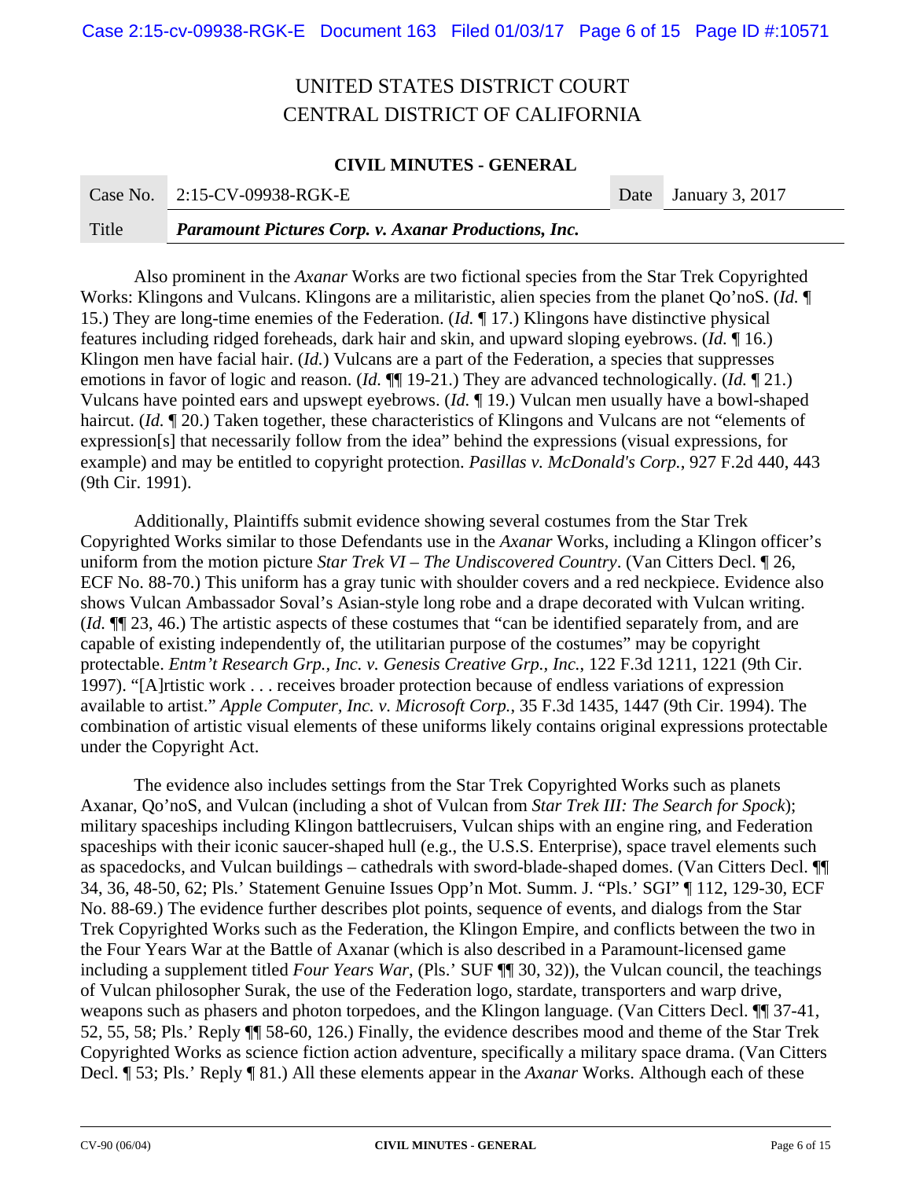UNITED STATES DISTRICT COURT
CENTRAL DISTRICT OF CALIFORNIA

**CIVIL MINUTES - GENERAL**

| Case No. | 2:15-CV-09938-RGK-E | Date | January 3, 2017 |
|---|---|---|---|
| Title | ***Paramount Pictures Corp. v. Axanar Productions, Inc.*** | | |

Also prominent in the *Axanar* Works are two fictional species from the Star Trek Copyrighted Works: Klingons and Vulcans. Klingons are a militaristic, alien species from the planet Qo'noS. (*Id.* ¶ 15.) They are long-time enemies of the Federation. (*Id.* ¶ 17.) Klingons have distinctive physical features including ridged foreheads, dark hair and skin, and upward sloping eyebrows. (*Id.* ¶ 16.) Klingon men have facial hair. (*Id.*) Vulcans are a part of the Federation, a species that suppresses emotions in favor of logic and reason. (*Id.* ¶¶ 19-21.) They are advanced technologically. (*Id.* ¶ 21.) Vulcans have pointed ears and upswept eyebrows. (*Id.* ¶ 19.) Vulcan men usually have a bowl-shaped haircut. (*Id.* ¶ 20.) Taken together, these characteristics of Klingons and Vulcans are not "elements of expression[s] that necessarily follow from the idea" behind the expressions (visual expressions, for example) and may be entitled to copyright protection. *Pasillas v. McDonald's Corp.*, 927 F.2d 440, 443 (9th Cir. 1991).

Additionally, Plaintiffs submit evidence showing several costumes from the Star Trek Copyrighted Works similar to those Defendants use in the *Axanar* Works, including a Klingon officer's uniform from the motion picture *Star Trek VI – The Undiscovered Country*. (Van Citters Decl. ¶ 26, ECF No. 88-70.) This uniform has a gray tunic with shoulder covers and a red neckpiece. Evidence also shows Vulcan Ambassador Soval's Asian-style long robe and a drape decorated with Vulcan writing. (*Id.* ¶¶ 23, 46.) The artistic aspects of these costumes that "can be identified separately from, and are capable of existing independently of, the utilitarian purpose of the costumes" may be copyright protectable. *Entm't Research Grp., Inc. v. Genesis Creative Grp., Inc.*, 122 F.3d 1211, 1221 (9th Cir. 1997). "[A]rtistic work . . . receives broader protection because of endless variations of expression available to artist." *Apple Computer, Inc. v. Microsoft Corp.*, 35 F.3d 1435, 1447 (9th Cir. 1994). The combination of artistic visual elements of these uniforms likely contains original expressions protectable under the Copyright Act.

The evidence also includes settings from the Star Trek Copyrighted Works such as planets Axanar, Qo'noS, and Vulcan (including a shot of Vulcan from *Star Trek III: The Search for Spock*); military spaceships including Klingon battlecruisers, Vulcan ships with an engine ring, and Federation spaceships with their iconic saucer-shaped hull (e.g., the U.S.S. Enterprise), space travel elements such as spacedocks, and Vulcan buildings – cathedrals with sword-blade-shaped domes. (Van Citters Decl. ¶¶ 34, 36, 48-50, 62; Pls.' Statement Genuine Issues Opp'n Mot. Summ. J. "Pls.' SGI" ¶ 112, 129-30, ECF No. 88-69.) The evidence further describes plot points, sequence of events, and dialogs from the Star Trek Copyrighted Works such as the Federation, the Klingon Empire, and conflicts between the two in the Four Years War at the Battle of Axanar (which is also described in a Paramount-licensed game including a supplement titled *Four Years War*, (Pls.' SUF ¶¶ 30, 32)), the Vulcan council, the teachings of Vulcan philosopher Surak, the use of the Federation logo, stardate, transporters and warp drive, weapons such as phasers and photon torpedoes, and the Klingon language. (Van Citters Decl. ¶¶ 37-41, 52, 55, 58; Pls.' Reply ¶¶ 58-60, 126.) Finally, the evidence describes mood and theme of the Star Trek Copyrighted Works as science fiction action adventure, specifically a military space drama. (Van Citters Decl. ¶ 53; Pls.' Reply ¶ 81.) All these elements appear in the *Axanar* Works. Although each of these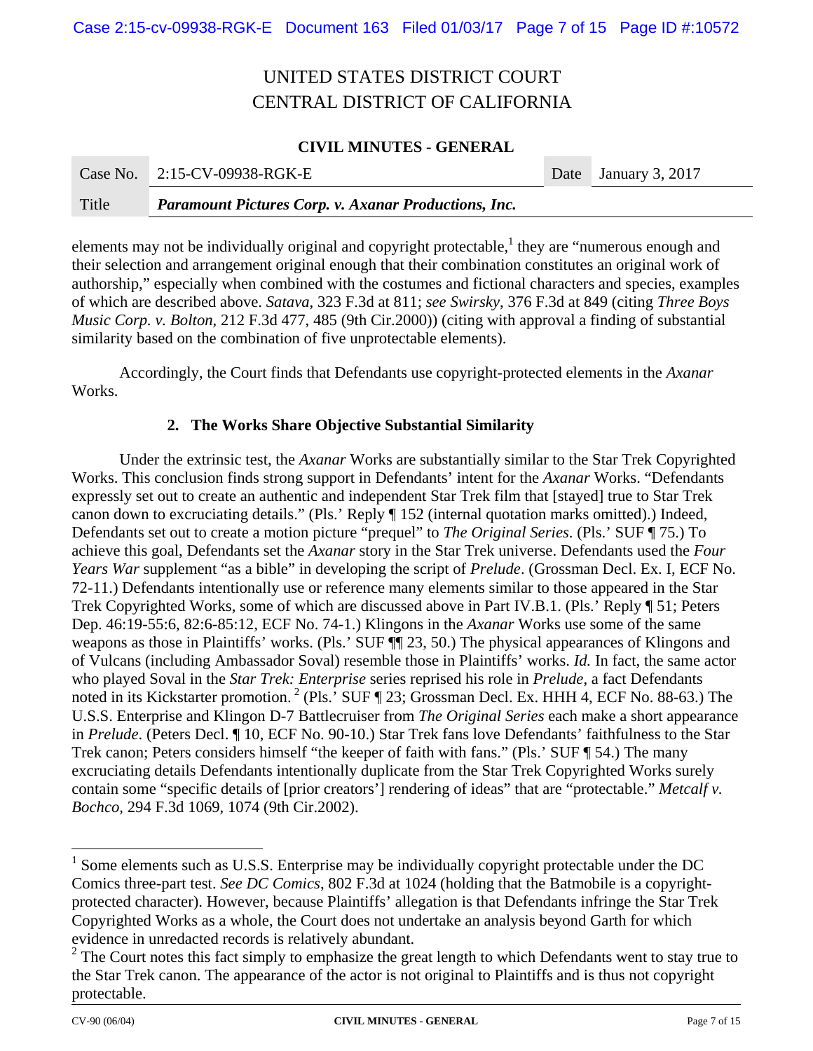elements may not be individually original and copyright protectable,[1] they are "numerous enough and their selection and arrangement original enough that their combination constitutes an original work of authorship," especially when combined with the costumes and fictional characters and species, examples of which are described above. *Satava*, 323 F.3d at 811; *see Swirsky*, 376 F.3d at 849 (citing *Three Boys Music Corp. v. Bolton*, 212 F.3d 477, 485 (9th Cir.2000)) (citing with approval a finding of substantial similarity based on the combination of five unprotectable elements).

Accordingly, the Court finds that Defendants use copyright-protected elements in the *Axanar* Works.

### 2. The Works Share Objective Substantial Similarity

Under the extrinsic test, the *Axanar* Works are substantially similar to the Star Trek Copyrighted Works. This conclusion finds strong support in Defendants' intent for the *Axanar* Works. "Defendants expressly set out to create an authentic and independent Star Trek film that [stayed] true to Star Trek canon down to excruciating details." (Pls.' Reply ¶ 152 (internal quotation marks omitted).) Indeed, Defendants set out to create a motion picture "prequel" to *The Original Series*. (Pls.' SUF ¶ 75.) To achieve this goal, Defendants set the *Axanar* story in the Star Trek universe. Defendants used the *Four Years War* supplement "as a bible" in developing the script of *Prelude*. (Grossman Decl. Ex. I, ECF No. 72-11.) Defendants intentionally use or reference many elements similar to those appeared in the Star Trek Copyrighted Works, some of which are discussed above in Part IV.B.1. (Pls.' Reply ¶ 51; Peters Dep. 46:19-55:6, 82:6-85:12, ECF No. 74-1.) Klingons in the *Axanar* Works use some of the same weapons as those in Plaintiffs' works. (Pls.' SUF ¶¶ 23, 50.) The physical appearances of Klingons and of Vulcans (including Ambassador Soval) resemble those in Plaintiffs' works. *Id.* In fact, the same actor who played Soval in the *Star Trek: Enterprise* series reprised his role in *Prelude*, a fact Defendants noted in its Kickstarter promotion.[2] (Pls.' SUF ¶ 23; Grossman Decl. Ex. HHH 4, ECF No. 88-63.) The U.S.S. Enterprise and Klingon D-7 Battlecruiser from *The Original Series* each make a short appearance in *Prelude*. (Peters Decl. ¶ 10, ECF No. 90-10.) Star Trek fans love Defendants' faithfulness to the Star Trek canon; Peters considers himself "the keeper of faith with fans." (Pls.' SUF ¶ 54.) The many excruciating details Defendants intentionally duplicate from the Star Trek Copyrighted Works surely contain some "specific details of [prior creators'] rendering of ideas" that are "protectable." *Metcalf v. Bochco*, 294 F.3d 1069, 1074 (9th Cir.2002).

---

[1] Some elements such as U.S.S. Enterprise may be individually copyright protectable under the DC Comics three-part test. *See DC Comics*, 802 F.3d at 1024 (holding that the Batmobile is a copyright-protected character). However, because Plaintiffs' allegation is that Defendants infringe the Star Trek Copyrighted Works as a whole, the Court does not undertake an analysis beyond Garth for which evidence in unredacted records is relatively abundant.

[2] The Court notes this fact simply to emphasize the great length to which Defendants went to stay true to the Star Trek canon. The appearance of the actor is not original to Plaintiffs and is thus not copyright protectable.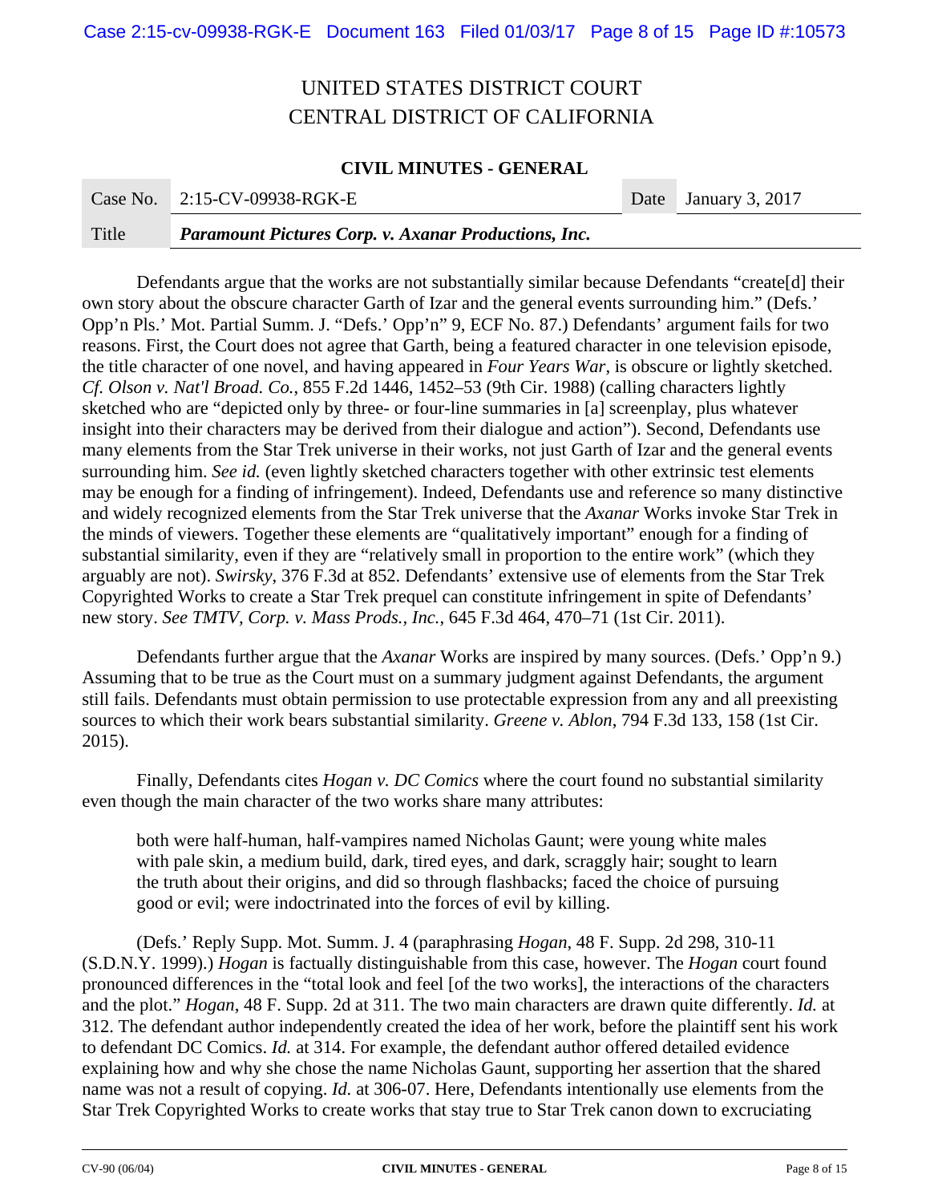Defendants argue that the works are not substantially similar because Defendants "create[d] their own story about the obscure character Garth of Izar and the general events surrounding him." (Defs.' Opp'n Pls.' Mot. Partial Summ. J. "Defs.' Opp'n" 9, ECF No. 87.) Defendants' argument fails for two reasons. First, the Court does not agree that Garth, being a featured character in one television episode, the title character of one novel, and having appeared in *Four Years War*, is obscure or lightly sketched. *Cf. Olson v. Nat'l Broad. Co.*, 855 F.2d 1446, 1452–53 (9th Cir. 1988) (calling characters lightly sketched who are "depicted only by three- or four-line summaries in [a] screenplay, plus whatever insight into their characters may be derived from their dialogue and action"). Second, Defendants use many elements from the Star Trek universe in their works, not just Garth of Izar and the general events surrounding him. *See id.* (even lightly sketched characters together with other extrinsic test elements may be enough for a finding of infringement). Indeed, Defendants use and reference so many distinctive and widely recognized elements from the Star Trek universe that the *Axanar* Works invoke Star Trek in the minds of viewers. Together these elements are "qualitatively important" enough for a finding of substantial similarity, even if they are "relatively small in proportion to the entire work" (which they arguably are not). *Swirsky*, 376 F.3d at 852. Defendants' extensive use of elements from the Star Trek Copyrighted Works to create a Star Trek prequel can constitute infringement in spite of Defendants' new story. *See TMTV, Corp. v. Mass Prods., Inc.*, 645 F.3d 464, 470–71 (1st Cir. 2011).

Defendants further argue that the *Axanar* Works are inspired by many sources. (Defs.' Opp'n 9.) Assuming that to be true as the Court must on a summary judgment against Defendants, the argument still fails. Defendants must obtain permission to use protectable expression from any and all preexisting sources to which their work bears substantial similarity. *Greene v. Ablon*, 794 F.3d 133, 158 (1st Cir. 2015).

Finally, Defendants cites *Hogan v. DC Comics* where the court found no substantial similarity even though the main character of the two works share many attributes:

> both were half-human, half-vampires named Nicholas Gaunt; were young white males with pale skin, a medium build, dark, tired eyes, and dark, scraggly hair; sought to learn the truth about their origins, and did so through flashbacks; faced the choice of pursuing good or evil; were indoctrinated into the forces of evil by killing.

(Defs.' Reply Supp. Mot. Summ. J. 4 (paraphrasing *Hogan*, 48 F. Supp. 2d 298, 310-11 (S.D.N.Y. 1999).) *Hogan* is factually distinguishable from this case, however. The *Hogan* court found pronounced differences in the "total look and feel [of the two works], the interactions of the characters and the plot." *Hogan*, 48 F. Supp. 2d at 311. The two main characters are drawn quite differently. *Id.* at 312. The defendant author independently created the idea of her work, before the plaintiff sent his work to defendant DC Comics. *Id.* at 314. For example, the defendant author offered detailed evidence explaining how and why she chose the name Nicholas Gaunt, supporting her assertion that the shared name was not a result of copying. *Id.* at 306-07. Here, Defendants intentionally use elements from the Star Trek Copyrighted Works to create works that stay true to Star Trek canon down to excruciating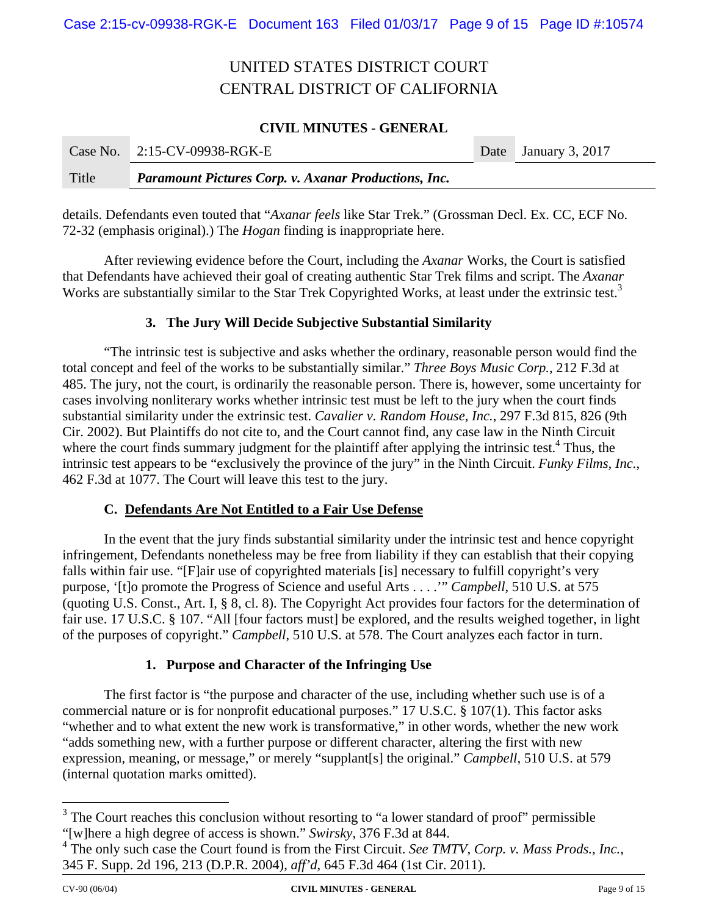details. Defendants even touted that "*Axanar feels* like Star Trek." (Grossman Decl. Ex. CC, ECF No. 72-32 (emphasis original).) The *Hogan* finding is inappropriate here.

After reviewing evidence before the Court, including the *Axanar* Works, the Court is satisfied that Defendants have achieved their goal of creating authentic Star Trek films and script. The *Axanar* Works are substantially similar to the Star Trek Copyrighted Works, at least under the extrinsic test.[3]

### 3. The Jury Will Decide Subjective Substantial Similarity

"The intrinsic test is subjective and asks whether the ordinary, reasonable person would find the total concept and feel of the works to be substantially similar." *Three Boys Music Corp.*, 212 F.3d at 485. The jury, not the court, is ordinarily the reasonable person. There is, however, some uncertainty for cases involving nonliterary works whether intrinsic test must be left to the jury when the court finds substantial similarity under the extrinsic test. *Cavalier v. Random House, Inc.*, 297 F.3d 815, 826 (9th Cir. 2002). But Plaintiffs do not cite to, and the Court cannot find, any case law in the Ninth Circuit where the court finds summary judgment for the plaintiff after applying the intrinsic test.[4] Thus, the intrinsic test appears to be "exclusively the province of the jury" in the Ninth Circuit. *Funky Films, Inc.*, 462 F.3d at 1077. The Court will leave this test to the jury.

## C. Defendants Are Not Entitled to a Fair Use Defense

In the event that the jury finds substantial similarity under the intrinsic test and hence copyright infringement, Defendants nonetheless may be free from liability if they can establish that their copying falls within fair use. "[F]air use of copyrighted materials [is] necessary to fulfill copyright's very purpose, '[t]o promote the Progress of Science and useful Arts . . . .'" *Campbell*, 510 U.S. at 575 (quoting U.S. Const., Art. I, § 8, cl. 8). The Copyright Act provides four factors for the determination of fair use. 17 U.S.C. § 107. "All [four factors must] be explored, and the results weighed together, in light of the purposes of copyright." *Campbell*, 510 U.S. at 578. The Court analyzes each factor in turn.

### 1. Purpose and Character of the Infringing Use

The first factor is "the purpose and character of the use, including whether such use is of a commercial nature or is for nonprofit educational purposes." 17 U.S.C. § 107(1). This factor asks "whether and to what extent the new work is transformative," in other words, whether the new work "adds something new, with a further purpose or different character, altering the first with new expression, meaning, or message," or merely "supplant[s] the original." *Campbell*, 510 U.S. at 579 (internal quotation marks omitted).

---

[3] The Court reaches this conclusion without resorting to "a lower standard of proof" permissible "[w]here a high degree of access is shown." *Swirsky*, 376 F.3d at 844.

[4] The only such case the Court found is from the First Circuit. *See TMTV, Corp. v. Mass Prods., Inc.*, 345 F. Supp. 2d 196, 213 (D.P.R. 2004), *aff'd*, 645 F.3d 464 (1st Cir. 2011).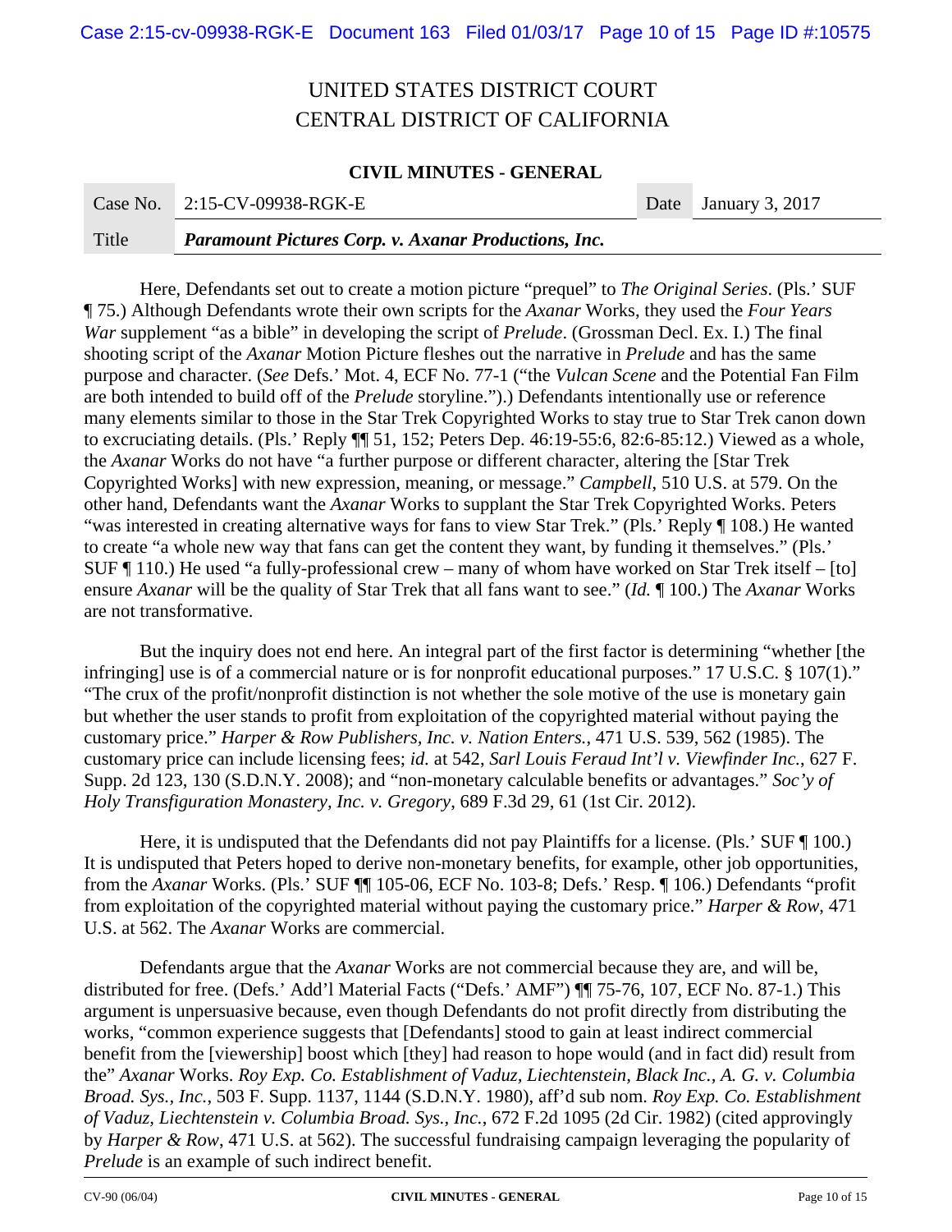Here, Defendants set out to create a motion picture "prequel" to *The Original Series*. (Pls.' SUF ¶ 75.) Although Defendants wrote their own scripts for the *Axanar* Works, they used the *Four Years War* supplement "as a bible" in developing the script of *Prelude*. (Grossman Decl. Ex. I.) The final shooting script of the *Axanar* Motion Picture fleshes out the narrative in *Prelude* and has the same purpose and character. (*See* Defs.' Mot. 4, ECF No. 77-1 ("the *Vulcan Scene* and the Potential Fan Film are both intended to build off of the *Prelude* storyline.").) Defendants intentionally use or reference many elements similar to those in the Star Trek Copyrighted Works to stay true to Star Trek canon down to excruciating details. (Pls.' Reply ¶¶ 51, 152; Peters Dep. 46:19-55:6, 82:6-85:12.) Viewed as a whole, the *Axanar* Works do not have "a further purpose or different character, altering the [Star Trek Copyrighted Works] with new expression, meaning, or message." *Campbell*, 510 U.S. at 579. On the other hand, Defendants want the *Axanar* Works to supplant the Star Trek Copyrighted Works. Peters "was interested in creating alternative ways for fans to view Star Trek." (Pls.' Reply ¶ 108.) He wanted to create "a whole new way that fans can get the content they want, by funding it themselves." (Pls.' SUF ¶ 110.) He used "a fully-professional crew – many of whom have worked on Star Trek itself – [to] ensure *Axanar* will be the quality of Star Trek that all fans want to see." (*Id.* ¶ 100.) The *Axanar* Works are not transformative.

But the inquiry does not end here. An integral part of the first factor is determining "whether [the infringing] use is of a commercial nature or is for nonprofit educational purposes." 17 U.S.C. § 107(1)." "The crux of the profit/nonprofit distinction is not whether the sole motive of the use is monetary gain but whether the user stands to profit from exploitation of the copyrighted material without paying the customary price." *Harper & Row Publishers, Inc. v. Nation Enters.*, 471 U.S. 539, 562 (1985). The customary price can include licensing fees; *id.* at 542, *Sarl Louis Feraud Int'l v. Viewfinder Inc.*, 627 F. Supp. 2d 123, 130 (S.D.N.Y. 2008); and "non-monetary calculable benefits or advantages." *Soc'y of Holy Transfiguration Monastery, Inc. v. Gregory*, 689 F.3d 29, 61 (1st Cir. 2012).

Here, it is undisputed that the Defendants did not pay Plaintiffs for a license. (Pls.' SUF ¶ 100.) It is undisputed that Peters hoped to derive non-monetary benefits, for example, other job opportunities, from the *Axanar* Works. (Pls.' SUF ¶¶ 105-06, ECF No. 103-8; Defs.' Resp. ¶ 106.) Defendants "profit from exploitation of the copyrighted material without paying the customary price." *Harper & Row*, 471 U.S. at 562. The *Axanar* Works are commercial.

Defendants argue that the *Axanar* Works are not commercial because they are, and will be, distributed for free. (Defs.' Add'l Material Facts ("Defs.' AMF") ¶¶ 75-76, 107, ECF No. 87-1.) This argument is unpersuasive because, even though Defendants do not profit directly from distributing the works, "common experience suggests that [Defendants] stood to gain at least indirect commercial benefit from the [viewership] boost which [they] had reason to hope would (and in fact did) result from the" *Axanar* Works. *Roy Exp. Co. Establishment of Vaduz, Liechtenstein, Black Inc., A. G. v. Columbia Broad. Sys., Inc.*, 503 F. Supp. 1137, 1144 (S.D.N.Y. 1980), aff'd sub nom. *Roy Exp. Co. Establishment of Vaduz, Liechtenstein v. Columbia Broad. Sys., Inc.*, 672 F.2d 1095 (2d Cir. 1982) (cited approvingly by *Harper & Row*, 471 U.S. at 562). The successful fundraising campaign leveraging the popularity of *Prelude* is an example of such indirect benefit.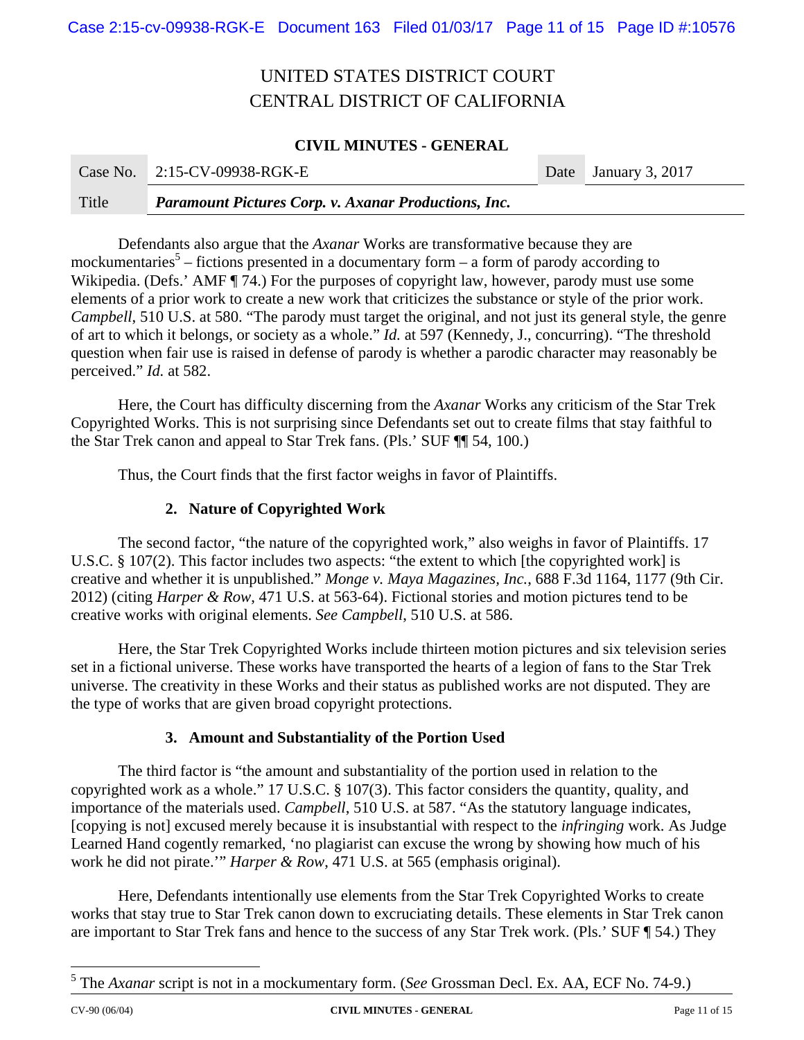Defendants also argue that the *Axanar* Works are transformative because they are mockumentaries[5] – fictions presented in a documentary form – a form of parody according to Wikipedia. (Defs.' AMF ¶ 74.) For the purposes of copyright law, however, parody must use some elements of a prior work to create a new work that criticizes the substance or style of the prior work. *Campbell*, 510 U.S. at 580. "The parody must target the original, and not just its general style, the genre of art to which it belongs, or society as a whole." *Id.* at 597 (Kennedy, J., concurring). "The threshold question when fair use is raised in defense of parody is whether a parodic character may reasonably be perceived." *Id.* at 582.

Here, the Court has difficulty discerning from the *Axanar* Works any criticism of the Star Trek Copyrighted Works. This is not surprising since Defendants set out to create films that stay faithful to the Star Trek canon and appeal to Star Trek fans. (Pls.' SUF ¶¶ 54, 100.)

Thus, the Court finds that the first factor weighs in favor of Plaintiffs.

### 2. Nature of Copyrighted Work

The second factor, "the nature of the copyrighted work," also weighs in favor of Plaintiffs. 17 U.S.C. § 107(2). This factor includes two aspects: "the extent to which [the copyrighted work] is creative and whether it is unpublished." *Monge v. Maya Magazines, Inc.*, 688 F.3d 1164, 1177 (9th Cir. 2012) (citing *Harper & Row*, 471 U.S. at 563-64). Fictional stories and motion pictures tend to be creative works with original elements. *See Campbell*, 510 U.S. at 586.

Here, the Star Trek Copyrighted Works include thirteen motion pictures and six television series set in a fictional universe. These works have transported the hearts of a legion of fans to the Star Trek universe. The creativity in these Works and their status as published works are not disputed. They are the type of works that are given broad copyright protections.

### 3. Amount and Substantiality of the Portion Used

The third factor is "the amount and substantiality of the portion used in relation to the copyrighted work as a whole." 17 U.S.C. § 107(3). This factor considers the quantity, quality, and importance of the materials used. *Campbell*, 510 U.S. at 587. "As the statutory language indicates, [copying is not] excused merely because it is insubstantial with respect to the *infringing* work. As Judge Learned Hand cogently remarked, 'no plagiarist can excuse the wrong by showing how much of his work he did not pirate.'" *Harper & Row*, 471 U.S. at 565 (emphasis original).

Here, Defendants intentionally use elements from the Star Trek Copyrighted Works to create works that stay true to Star Trek canon down to excruciating details. These elements in Star Trek canon are important to Star Trek fans and hence to the success of any Star Trek work. (Pls.' SUF ¶ 54.) They

---

[5] The *Axanar* script is not in a mockumentary form. (*See* Grossman Decl. Ex. AA, ECF No. 74-9.)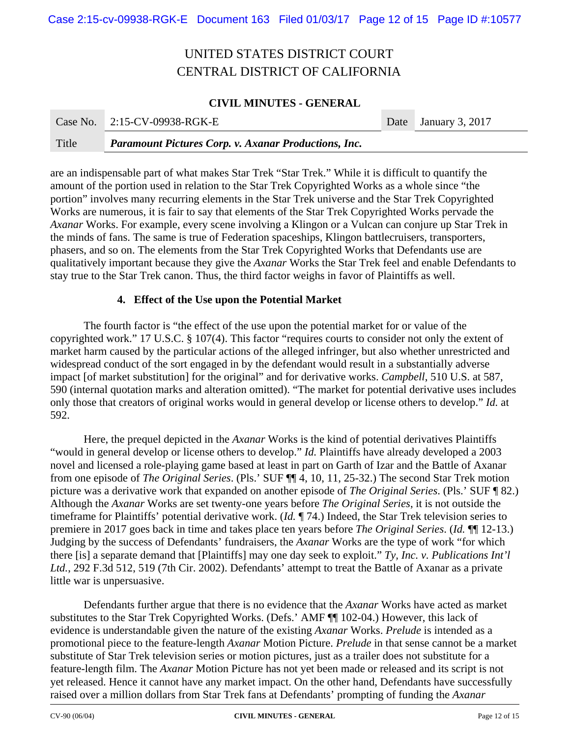are an indispensable part of what makes Star Trek "Star Trek." While it is difficult to quantify the amount of the portion used in relation to the Star Trek Copyrighted Works as a whole since "the portion" involves many recurring elements in the Star Trek universe and the Star Trek Copyrighted Works are numerous, it is fair to say that elements of the Star Trek Copyrighted Works pervade the *Axanar* Works. For example, every scene involving a Klingon or a Vulcan can conjure up Star Trek in the minds of fans. The same is true of Federation spaceships, Klingon battlecruisers, transporters, phasers, and so on. The elements from the Star Trek Copyrighted Works that Defendants use are qualitatively important because they give the *Axanar* Works the Star Trek feel and enable Defendants to stay true to the Star Trek canon. Thus, the third factor weighs in favor of Plaintiffs as well.

### 4. Effect of the Use upon the Potential Market

The fourth factor is "the effect of the use upon the potential market for or value of the copyrighted work." 17 U.S.C. § 107(4). This factor "requires courts to consider not only the extent of market harm caused by the particular actions of the alleged infringer, but also whether unrestricted and widespread conduct of the sort engaged in by the defendant would result in a substantially adverse impact [of market substitution] for the original" and for derivative works. *Campbell*, 510 U.S. at 587, 590 (internal quotation marks and alteration omitted). "The market for potential derivative uses includes only those that creators of original works would in general develop or license others to develop." *Id.* at 592.

Here, the prequel depicted in the *Axanar* Works is the kind of potential derivatives Plaintiffs "would in general develop or license others to develop." *Id.* Plaintiffs have already developed a 2003 novel and licensed a role-playing game based at least in part on Garth of Izar and the Battle of Axanar from one episode of *The Original Series*. (Pls.' SUF ¶¶ 4, 10, 11, 25-32.) The second Star Trek motion picture was a derivative work that expanded on another episode of *The Original Series*. (Pls.' SUF ¶ 82.) Although the *Axanar* Works are set twenty-one years before *The Original Series*, it is not outside the timeframe for Plaintiffs' potential derivative work. (*Id.* ¶ 74.) Indeed, the Star Trek television series to premiere in 2017 goes back in time and takes place ten years before *The Original Series*. (*Id.* ¶¶ 12-13.) Judging by the success of Defendants' fundraisers, the *Axanar* Works are the type of work "for which there [is] a separate demand that [Plaintiffs] may one day seek to exploit." *Ty, Inc. v. Publications Int'l Ltd.*, 292 F.3d 512, 519 (7th Cir. 2002). Defendants' attempt to treat the Battle of Axanar as a private little war is unpersuasive.

Defendants further argue that there is no evidence that the *Axanar* Works have acted as market substitutes to the Star Trek Copyrighted Works. (Defs.' AMF ¶¶ 102-04.) However, this lack of evidence is understandable given the nature of the existing *Axanar* Works. *Prelude* is intended as a promotional piece to the feature-length *Axanar* Motion Picture. *Prelude* in that sense cannot be a market substitute of Star Trek television series or motion pictures, just as a trailer does not substitute for a feature-length film. The *Axanar* Motion Picture has not yet been made or released and its script is not yet released. Hence it cannot have any market impact. On the other hand, Defendants have successfully raised over a million dollars from Star Trek fans at Defendants' prompting of funding the *Axanar*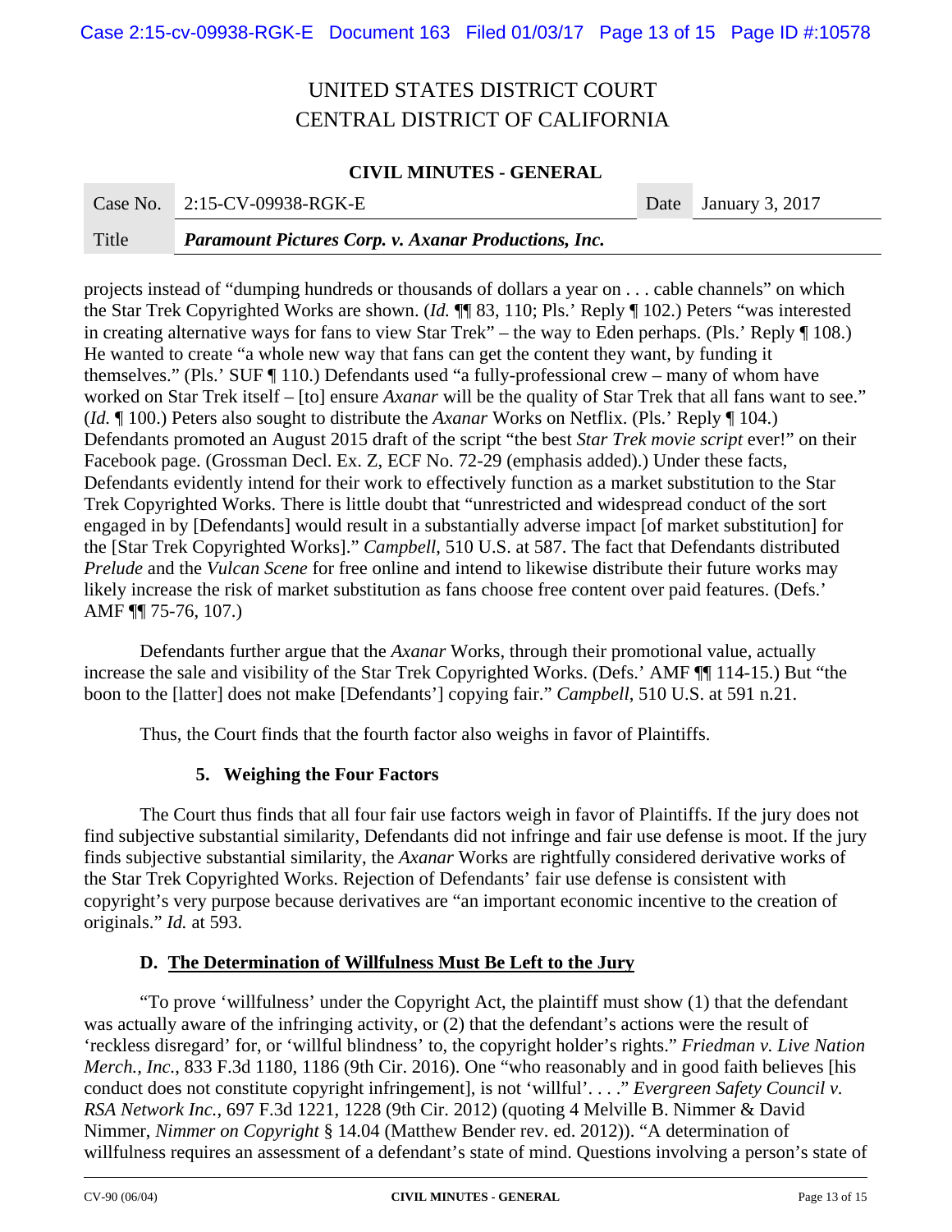UNITED STATES DISTRICT COURT
CENTRAL DISTRICT OF CALIFORNIA

**CIVIL MINUTES - GENERAL**

| Case No. | 2:15-CV-09938-RGK-E | Date | January 3, 2017 |
|---|---|---|---|
| Title | ***Paramount Pictures Corp. v. Axanar Productions, Inc.*** | | |

projects instead of "dumping hundreds or thousands of dollars a year on . . . cable channels" on which the Star Trek Copyrighted Works are shown. (*Id.* ¶¶ 83, 110; Pls.' Reply ¶ 102.) Peters "was interested in creating alternative ways for fans to view Star Trek" – the way to Eden perhaps. (Pls.' Reply ¶ 108.) He wanted to create "a whole new way that fans can get the content they want, by funding it themselves." (Pls.' SUF ¶ 110.) Defendants used "a fully-professional crew – many of whom have worked on Star Trek itself – [to] ensure *Axanar* will be the quality of Star Trek that all fans want to see." (*Id.* ¶ 100.) Peters also sought to distribute the *Axanar* Works on Netflix. (Pls.' Reply ¶ 104.) Defendants promoted an August 2015 draft of the script "the best *Star Trek movie script* ever!" on their Facebook page. (Grossman Decl. Ex. Z, ECF No. 72-29 (emphasis added).) Under these facts, Defendants evidently intend for their work to effectively function as a market substitution to the Star Trek Copyrighted Works. There is little doubt that "unrestricted and widespread conduct of the sort engaged in by [Defendants] would result in a substantially adverse impact [of market substitution] for the [Star Trek Copyrighted Works]." *Campbell*, 510 U.S. at 587. The fact that Defendants distributed *Prelude* and the *Vulcan Scene* for free online and intend to likewise distribute their future works may likely increase the risk of market substitution as fans choose free content over paid features. (Defs.' AMF ¶¶ 75-76, 107.)

Defendants further argue that the *Axanar* Works, through their promotional value, actually increase the sale and visibility of the Star Trek Copyrighted Works. (Defs.' AMF ¶¶ 114-15.) But "the boon to the [latter] does not make [Defendants'] copying fair." *Campbell*, 510 U.S. at 591 n.21.

Thus, the Court finds that the fourth factor also weighs in favor of Plaintiffs.

#### 5. Weighing the Four Factors

The Court thus finds that all four fair use factors weigh in favor of Plaintiffs. If the jury does not find subjective substantial similarity, Defendants did not infringe and fair use defense is moot. If the jury finds subjective substantial similarity, the *Axanar* Works are rightfully considered derivative works of the Star Trek Copyrighted Works. Rejection of Defendants' fair use defense is consistent with copyright's very purpose because derivatives are "an important economic incentive to the creation of originals." *Id.* at 593.

### D. <u>The Determination of Willfulness Must Be Left to the Jury</u>

"To prove 'willfulness' under the Copyright Act, the plaintiff must show (1) that the defendant was actually aware of the infringing activity, or (2) that the defendant's actions were the result of 'reckless disregard' for, or 'willful blindness' to, the copyright holder's rights." *Friedman v. Live Nation Merch., Inc.*, 833 F.3d 1180, 1186 (9th Cir. 2016). One "who reasonably and in good faith believes [his conduct does not constitute copyright infringement], is not 'willful'. . . ." *Evergreen Safety Council v. RSA Network Inc.*, 697 F.3d 1221, 1228 (9th Cir. 2012) (quoting 4 Melville B. Nimmer & David Nimmer, *Nimmer on Copyright* § 14.04 (Matthew Bender rev. ed. 2012)). "A determination of willfulness requires an assessment of a defendant's state of mind. Questions involving a person's state of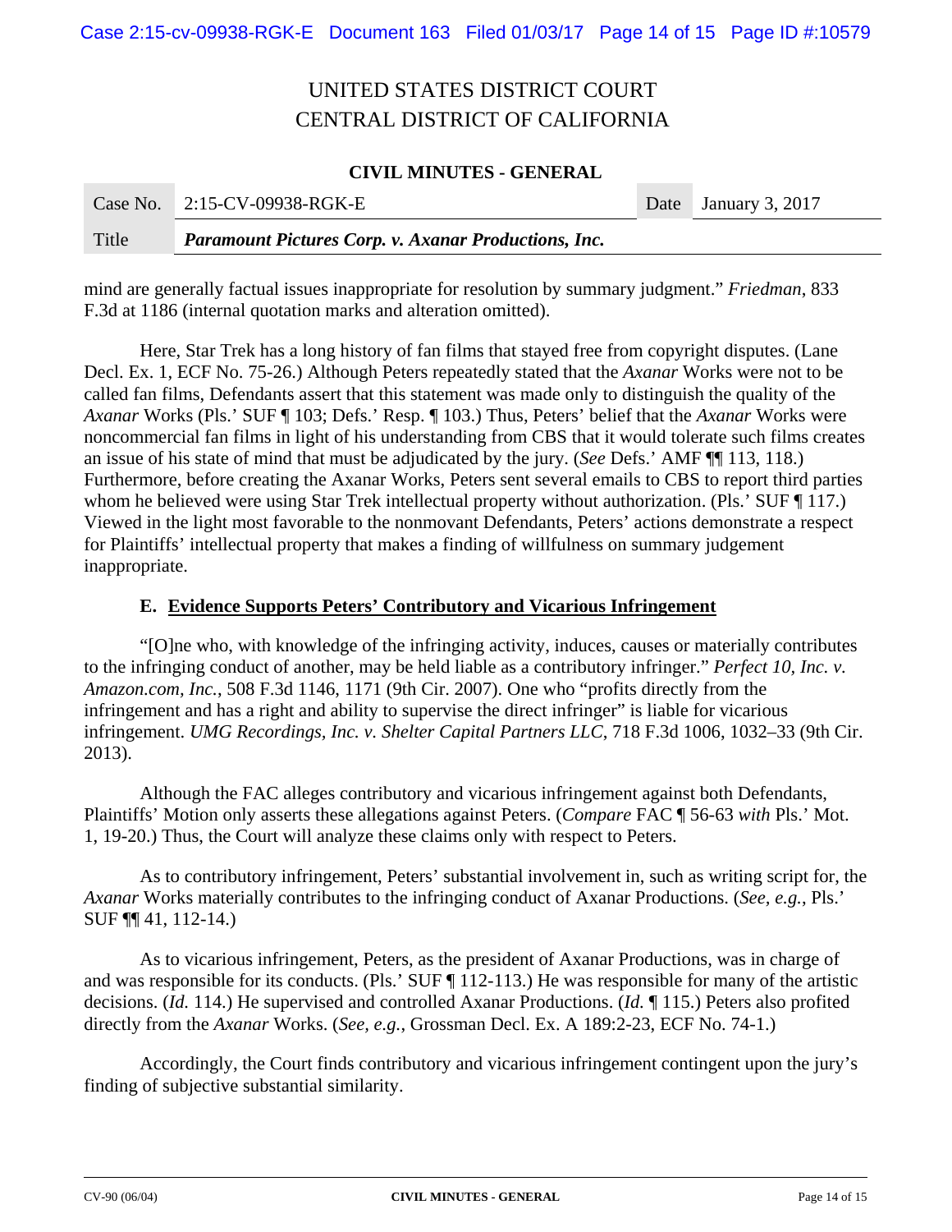UNITED STATES DISTRICT COURT
CENTRAL DISTRICT OF CALIFORNIA

**CIVIL MINUTES - GENERAL**

| Case No. | 2:15-CV-09938-RGK-E | Date | January 3, 2017 |
|---|---|---|---|
| Title | ***Paramount Pictures Corp. v. Axanar Productions, Inc.*** | | |

mind are generally factual issues inappropriate for resolution by summary judgment." *Friedman*, 833 F.3d at 1186 (internal quotation marks and alteration omitted).

Here, Star Trek has a long history of fan films that stayed free from copyright disputes. (Lane Decl. Ex. 1, ECF No. 75-26.) Although Peters repeatedly stated that the *Axanar* Works were not to be called fan films, Defendants assert that this statement was made only to distinguish the quality of the *Axanar* Works (Pls.' SUF ¶ 103; Defs.' Resp. ¶ 103.) Thus, Peters' belief that the *Axanar* Works were noncommercial fan films in light of his understanding from CBS that it would tolerate such films creates an issue of his state of mind that must be adjudicated by the jury. (*See* Defs.' AMF ¶¶ 113, 118.) Furthermore, before creating the Axanar Works, Peters sent several emails to CBS to report third parties whom he believed were using Star Trek intellectual property without authorization. (Pls.' SUF ¶ 117.) Viewed in the light most favorable to the nonmovant Defendants, Peters' actions demonstrate a respect for Plaintiffs' intellectual property that makes a finding of willfulness on summary judgement inappropriate.

### E. Evidence Supports Peters' Contributory and Vicarious Infringement

"[O]ne who, with knowledge of the infringing activity, induces, causes or materially contributes to the infringing conduct of another, may be held liable as a contributory infringer." *Perfect 10, Inc. v. Amazon.com, Inc.*, 508 F.3d 1146, 1171 (9th Cir. 2007). One who "profits directly from the infringement and has a right and ability to supervise the direct infringer" is liable for vicarious infringement. *UMG Recordings, Inc. v. Shelter Capital Partners LLC*, 718 F.3d 1006, 1032–33 (9th Cir. 2013).

Although the FAC alleges contributory and vicarious infringement against both Defendants, Plaintiffs' Motion only asserts these allegations against Peters. (*Compare* FAC ¶ 56-63 *with* Pls.' Mot. 1, 19-20.) Thus, the Court will analyze these claims only with respect to Peters.

As to contributory infringement, Peters' substantial involvement in, such as writing script for, the *Axanar* Works materially contributes to the infringing conduct of Axanar Productions. (*See, e.g.*, Pls.' SUF ¶¶ 41, 112-14.)

As to vicarious infringement, Peters, as the president of Axanar Productions, was in charge of and was responsible for its conducts. (Pls.' SUF ¶ 112-113.) He was responsible for many of the artistic decisions. (*Id.* 114.) He supervised and controlled Axanar Productions. (*Id.* ¶ 115.) Peters also profited directly from the *Axanar* Works. (*See, e.g.*, Grossman Decl. Ex. A 189:2-23, ECF No. 74-1.)

Accordingly, the Court finds contributory and vicarious infringement contingent upon the jury's finding of subjective substantial similarity.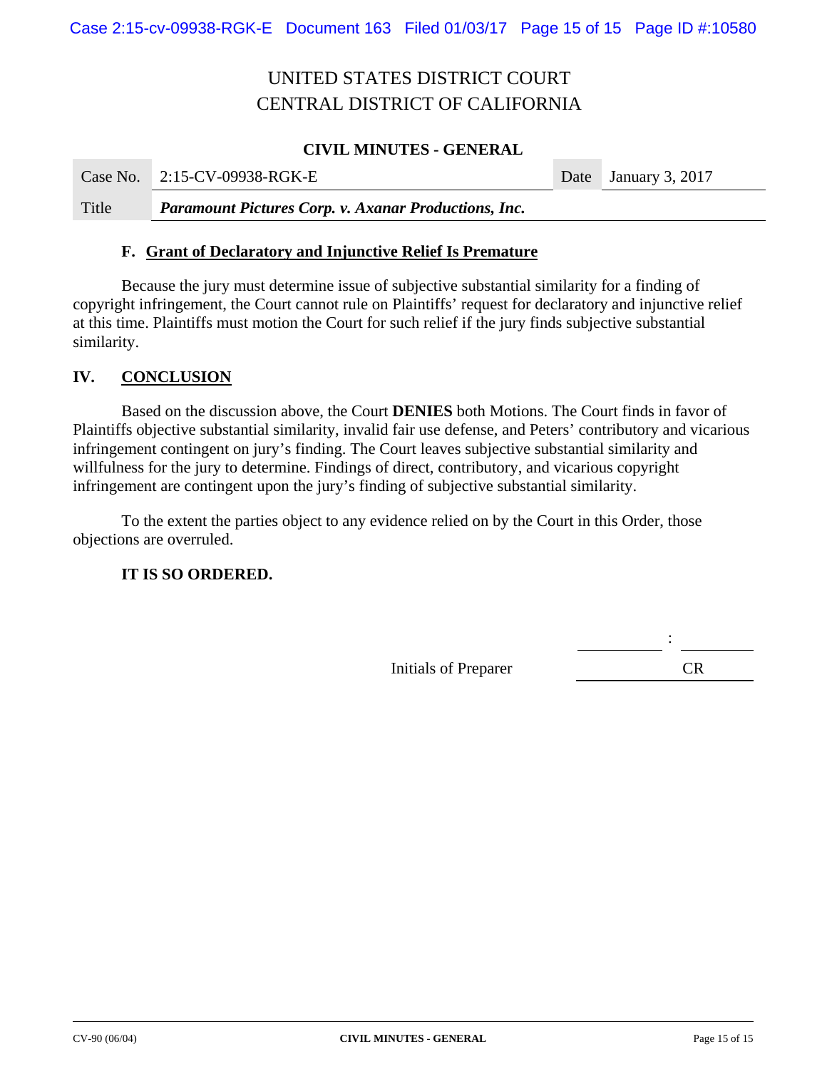UNITED STATES DISTRICT COURT
CENTRAL DISTRICT OF CALIFORNIA

**CIVIL MINUTES - GENERAL**

| | | | |
|---|---|---|---|
| Case No. | 2:15-CV-09938-RGK-E | Date | January 3, 2017 |
| Title | ***Paramount Pictures Corp. v. Axanar Productions, Inc.*** | | |

### F. Grant of Declaratory and Injunctive Relief Is Premature

Because the jury must determine issue of subjective substantial similarity for a finding of copyright infringement, the Court cannot rule on Plaintiffs' request for declaratory and injunctive relief at this time. Plaintiffs must motion the Court for such relief if the jury finds subjective substantial similarity.

## IV. CONCLUSION

Based on the discussion above, the Court **DENIES** both Motions. The Court finds in favor of Plaintiffs objective substantial similarity, invalid fair use defense, and Peters' contributory and vicarious infringement contingent on jury's finding. The Court leaves subjective substantial similarity and willfulness for the jury to determine. Findings of direct, contributory, and vicarious copyright infringement are contingent upon the jury's finding of subjective substantial similarity.

To the extent the parties object to any evidence relied on by the Court in this Order, those objections are overruled.

**IT IS SO ORDERED.**

:

Initials of Preparer CR